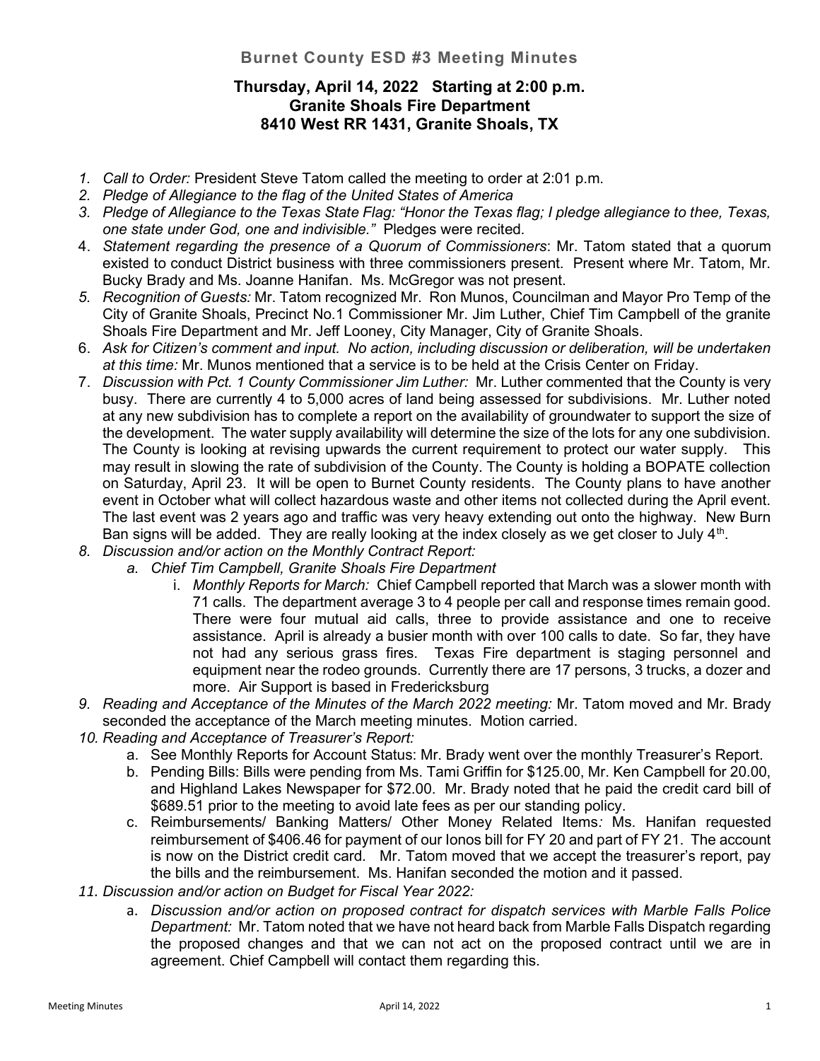## Burnet County ESD #3 Meeting Minutes

### Thursday, April 14, 2022 Starting at 2:00 p.m.
### Granite Shoals Fire Department
### 8410 West RR 1431, Granite Shoals, TX

1. *Call to Order:* President Steve Tatom called the meeting to order at 2:01 p.m.
2. *Pledge of Allegiance to the flag of the United States of America*
3. *Pledge of Allegiance to the Texas State Flag: "Honor the Texas flag; I pledge allegiance to thee, Texas, one state under God, one and indivisible."* Pledges were recited.
4. *Statement regarding the presence of a Quorum of Commissioners*: Mr. Tatom stated that a quorum existed to conduct District business with three commissioners present. Present where Mr. Tatom, Mr. Bucky Brady and Ms. Joanne Hanifan. Ms. McGregor was not present.
5. *Recognition of Guests:* Mr. Tatom recognized Mr. Ron Munos, Councilman and Mayor Pro Temp of the City of Granite Shoals, Precinct No.1 Commissioner Mr. Jim Luther, Chief Tim Campbell of the granite Shoals Fire Department and Mr. Jeff Looney, City Manager, City of Granite Shoals.
6. *Ask for Citizen's comment and input. No action, including discussion or deliberation, will be undertaken at this time:* Mr. Munos mentioned that a service is to be held at the Crisis Center on Friday.
7. *Discussion with Pct. 1 County Commissioner Jim Luther:* Mr. Luther commented that the County is very busy. There are currently 4 to 5,000 acres of land being assessed for subdivisions. Mr. Luther noted at any new subdivision has to complete a report on the availability of groundwater to support the size of the development. The water supply availability will determine the size of the lots for any one subdivision. The County is looking at revising upwards the current requirement to protect our water supply. This may result in slowing the rate of subdivision of the County. The County is holding a BOPATE collection on Saturday, April 23. It will be open to Burnet County residents. The County plans to have another event in October what will collect hazardous waste and other items not collected during the April event. The last event was 2 years ago and traffic was very heavy extending out onto the highway. New Burn Ban signs will be added. They are really looking at the index closely as we get closer to July 4th.
8. *Discussion and/or action on the Monthly Contract Report:*
   a. *Chief Tim Campbell, Granite Shoals Fire Department*
      i. *Monthly Reports for March:* Chief Campbell reported that March was a slower month with 71 calls. The department average 3 to 4 people per call and response times remain good. There were four mutual aid calls, three to provide assistance and one to receive assistance. April is already a busier month with over 100 calls to date. So far, they have not had any serious grass fires. Texas Fire department is staging personnel and equipment near the rodeo grounds. Currently there are 17 persons, 3 trucks, a dozer and more. Air Support is based in Fredericksburg
9. *Reading and Acceptance of the Minutes of the March 2022 meeting:* Mr. Tatom moved and Mr. Brady seconded the acceptance of the March meeting minutes. Motion carried.
10. *Reading and Acceptance of Treasurer's Report:*
    a. See Monthly Reports for Account Status: Mr. Brady went over the monthly Treasurer's Report.
    b. Pending Bills: Bills were pending from Ms. Tami Griffin for $125.00, Mr. Ken Campbell for 20.00, and Highland Lakes Newspaper for $72.00. Mr. Brady noted that he paid the credit card bill of $689.51 prior to the meeting to avoid late fees as per our standing policy.
    c. Reimbursements/ Banking Matters/ Other Money Related Items*:* Ms. Hanifan requested reimbursement of $406.46 for payment of our Ionos bill for FY 20 and part of FY 21. The account is now on the District credit card. Mr. Tatom moved that we accept the treasurer's report, pay the bills and the reimbursement. Ms. Hanifan seconded the motion and it passed.
11. *Discussion and/or action on Budget for Fiscal Year 2022:*
    a. *Discussion and/or action on proposed contract for dispatch services with Marble Falls Police Department:* Mr. Tatom noted that we have not heard back from Marble Falls Dispatch regarding the proposed changes and that we can not act on the proposed contract until we are in agreement. Chief Campbell will contact them regarding this.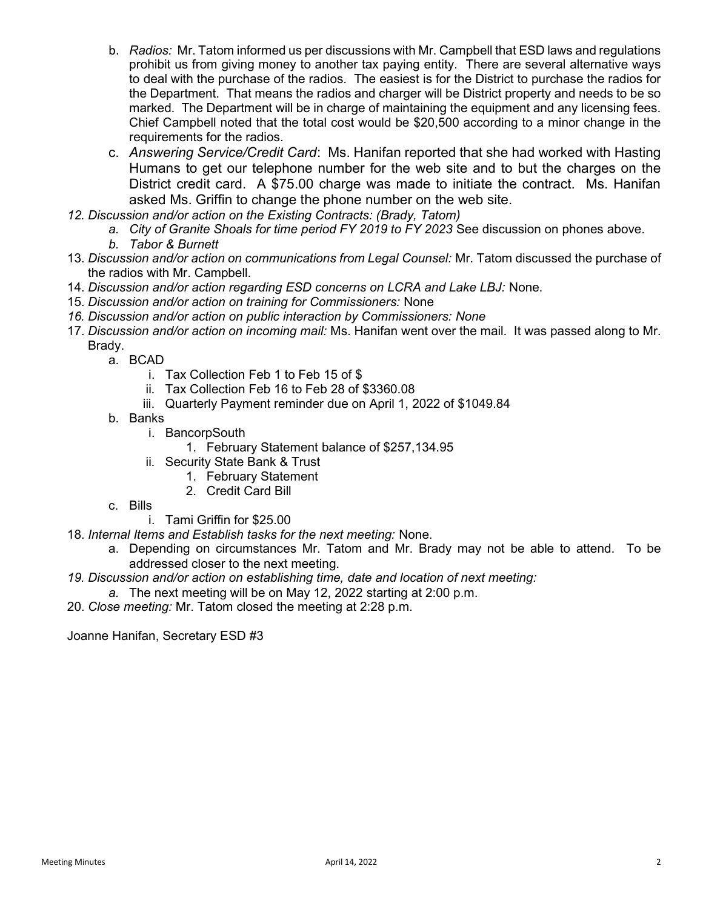b. *Radios:* Mr. Tatom informed us per discussions with Mr. Campbell that ESD laws and regulations prohibit us from giving money to another tax paying entity. There are several alternative ways to deal with the purchase of the radios. The easiest is for the District to purchase the radios for the Department. That means the radios and charger will be District property and needs to be so marked. The Department will be in charge of maintaining the equipment and any licensing fees. Chief Campbell noted that the total cost would be $20,500 according to a minor change in the requirements for the radios.

c. *Answering Service/Credit Card*: Ms. Hanifan reported that she had worked with Hasting Humans to get our telephone number for the web site and to but the charges on the District credit card. A $75.00 charge was made to initiate the contract. Ms. Hanifan asked Ms. Griffin to change the phone number on the web site.

12. *Discussion and/or action on the Existing Contracts: (Brady, Tatom)*
    a. *City of Granite Shoals for time period FY 2019 to FY 2023* See discussion on phones above.
    b. *Tabor & Burnett*
13. *Discussion and/or action on communications from Legal Counsel:* Mr. Tatom discussed the purchase of the radios with Mr. Campbell.
14. *Discussion and/or action regarding ESD concerns on LCRA and Lake LBJ:* None.
15. *Discussion and/or action on training for Commissioners:* None
16. *Discussion and/or action on public interaction by Commissioners: None*
17. *Discussion and/or action on incoming mail:* Ms. Hanifan went over the mail. It was passed along to Mr. Brady.
    a. BCAD
        i. Tax Collection Feb 1 to Feb 15 of $
        ii. Tax Collection Feb 16 to Feb 28 of $3360.08
        iii. Quarterly Payment reminder due on April 1, 2022 of $1049.84
    b. Banks
        i. BancorpSouth
            1. February Statement balance of $257,134.95
        ii. Security State Bank & Trust
            1. February Statement
            2. Credit Card Bill
    c. Bills
        i. Tami Griffin for $25.00
18. *Internal Items and Establish tasks for the next meeting:* None.
    a. Depending on circumstances Mr. Tatom and Mr. Brady may not be able to attend. To be addressed closer to the next meeting.
19. *Discussion and/or action on establishing time, date and location of next meeting:*
    a. The next meeting will be on May 12, 2022 starting at 2:00 p.m.
20. *Close meeting:* Mr. Tatom closed the meeting at 2:28 p.m.

Joanne Hanifan, Secretary ESD #3